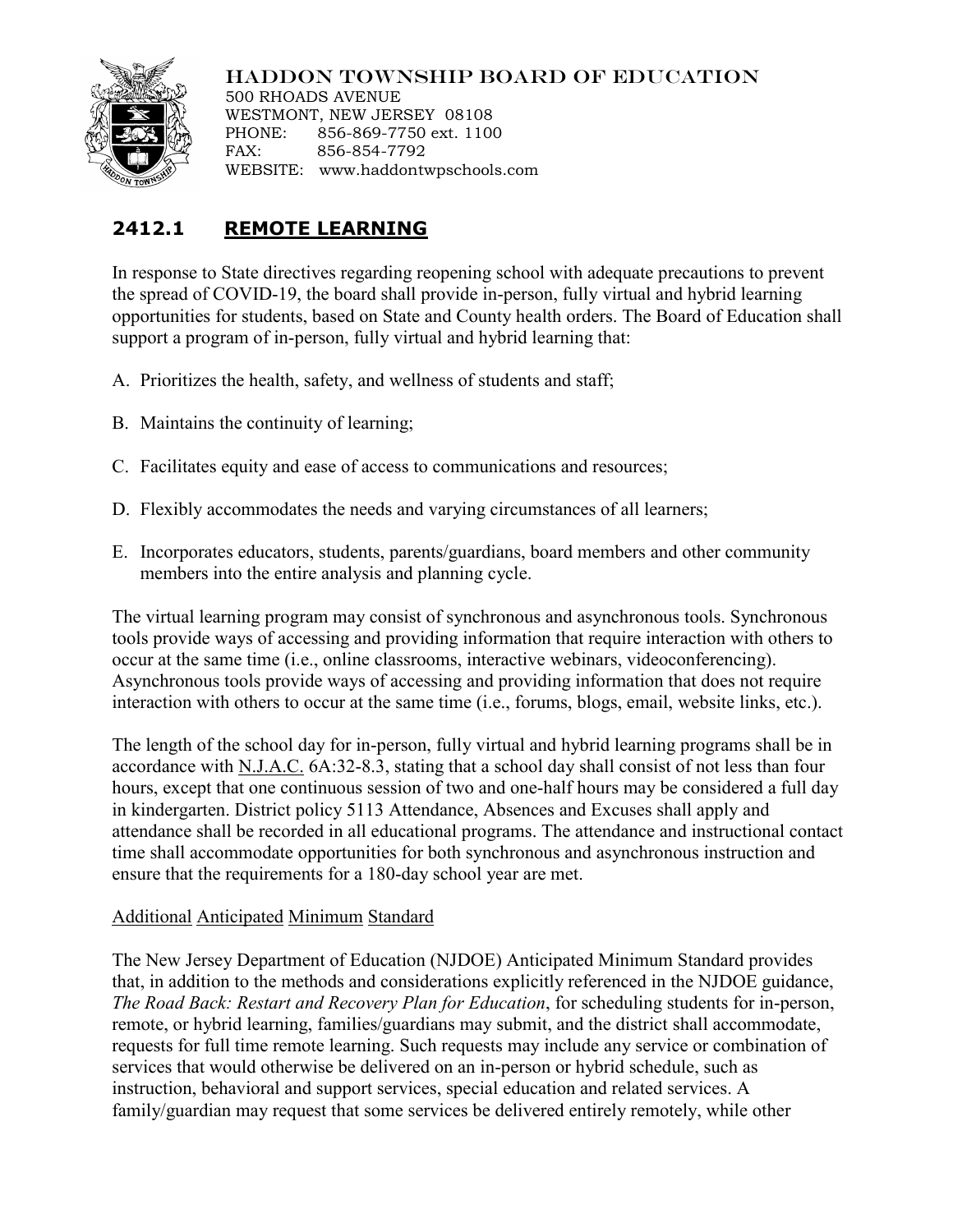HADDON TOWNSHIP BOARD OF EDUCATION
500 RHOADS AVENUE
WESTMONT, NEW JERSEY 08108
PHONE: 856-869-7750 ext. 1100
FAX: 856-854-7792
WEBSITE: www.haddontwpschools.com

# 2412.1 REMOTE LEARNING

In response to State directives regarding reopening school with adequate precautions to prevent the spread of COVID-19, the board shall provide in-person, fully virtual and hybrid learning opportunities for students, based on State and County health orders. The Board of Education shall support a program of in-person, fully virtual and hybrid learning that:

A. Prioritizes the health, safety, and wellness of students and staff;

B. Maintains the continuity of learning;

C. Facilitates equity and ease of access to communications and resources;

D. Flexibly accommodates the needs and varying circumstances of all learners;

E. Incorporates educators, students, parents/guardians, board members and other community members into the entire analysis and planning cycle.

The virtual learning program may consist of synchronous and asynchronous tools. Synchronous tools provide ways of accessing and providing information that require interaction with others to occur at the same time (i.e., online classrooms, interactive webinars, videoconferencing). Asynchronous tools provide ways of accessing and providing information that does not require interaction with others to occur at the same time (i.e., forums, blogs, email, website links, etc.).

The length of the school day for in-person, fully virtual and hybrid learning programs shall be in accordance with N.J.A.C. 6A:32-8.3, stating that a school day shall consist of not less than four hours, except that one continuous session of two and one-half hours may be considered a full day in kindergarten. District policy 5113 Attendance, Absences and Excuses shall apply and attendance shall be recorded in all educational programs. The attendance and instructional contact time shall accommodate opportunities for both synchronous and asynchronous instruction and ensure that the requirements for a 180-day school year are met.

## Additional Anticipated Minimum Standard

The New Jersey Department of Education (NJDOE) Anticipated Minimum Standard provides that, in addition to the methods and considerations explicitly referenced in the NJDOE guidance, *The Road Back: Restart and Recovery Plan for Education*, for scheduling students for in-person, remote, or hybrid learning, families/guardians may submit, and the district shall accommodate, requests for full time remote learning. Such requests may include any service or combination of services that would otherwise be delivered on an in-person or hybrid schedule, such as instruction, behavioral and support services, special education and related services. A family/guardian may request that some services be delivered entirely remotely, while other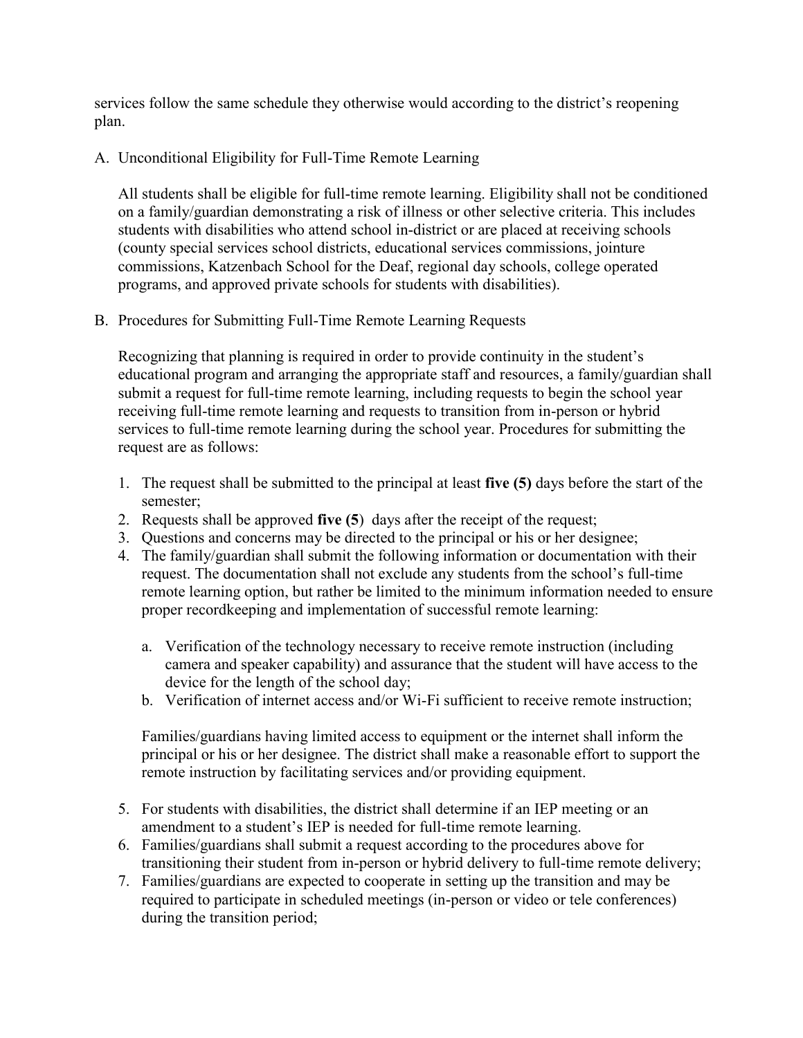services follow the same schedule they otherwise would according to the district's reopening plan.

A. Unconditional Eligibility for Full-Time Remote Learning

   All students shall be eligible for full-time remote learning. Eligibility shall not be conditioned on a family/guardian demonstrating a risk of illness or other selective criteria. This includes students with disabilities who attend school in-district or are placed at receiving schools (county special services school districts, educational services commissions, jointure commissions, Katzenbach School for the Deaf, regional day schools, college operated programs, and approved private schools for students with disabilities).

B. Procedures for Submitting Full-Time Remote Learning Requests

   Recognizing that planning is required in order to provide continuity in the student's educational program and arranging the appropriate staff and resources, a family/guardian shall submit a request for full-time remote learning, including requests to begin the school year receiving full-time remote learning and requests to transition from in-person or hybrid services to full-time remote learning during the school year. Procedures for submitting the request are as follows:

   1. The request shall be submitted to the principal at least **five (5)** days before the start of the semester;
   2. Requests shall be approved **five (5**) days after the receipt of the request;
   3. Questions and concerns may be directed to the principal or his or her designee;
   4. The family/guardian shall submit the following information or documentation with their request. The documentation shall not exclude any students from the school's full-time remote learning option, but rather be limited to the minimum information needed to ensure proper recordkeeping and implementation of successful remote learning:

      a. Verification of the technology necessary to receive remote instruction (including camera and speaker capability) and assurance that the student will have access to the device for the length of the school day;
      b. Verification of internet access and/or Wi-Fi sufficient to receive remote instruction;

      Families/guardians having limited access to equipment or the internet shall inform the principal or his or her designee. The district shall make a reasonable effort to support the remote instruction by facilitating services and/or providing equipment.

   5. For students with disabilities, the district shall determine if an IEP meeting or an amendment to a student's IEP is needed for full-time remote learning.
   6. Families/guardians shall submit a request according to the procedures above for transitioning their student from in-person or hybrid delivery to full-time remote delivery;
   7. Families/guardians are expected to cooperate in setting up the transition and may be required to participate in scheduled meetings (in-person or video or tele conferences) during the transition period;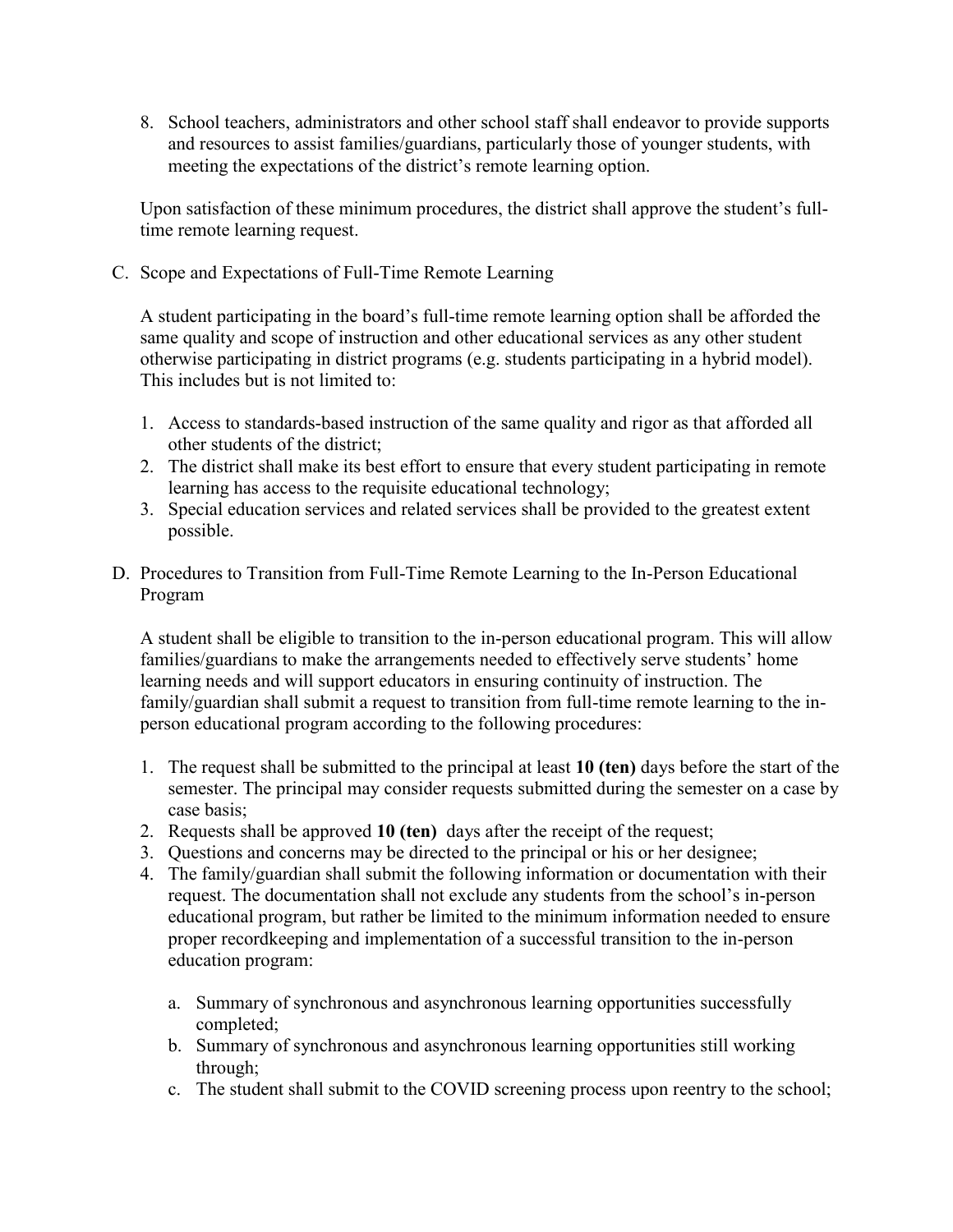8. School teachers, administrators and other school staff shall endeavor to provide supports and resources to assist families/guardians, particularly those of younger students, with meeting the expectations of the district's remote learning option.

Upon satisfaction of these minimum procedures, the district shall approve the student's full-time remote learning request.

C. Scope and Expectations of Full-Time Remote Learning

A student participating in the board's full-time remote learning option shall be afforded the same quality and scope of instruction and other educational services as any other student otherwise participating in district programs (e.g. students participating in a hybrid model). This includes but is not limited to:

1. Access to standards-based instruction of the same quality and rigor as that afforded all other students of the district;
2. The district shall make its best effort to ensure that every student participating in remote learning has access to the requisite educational technology;
3. Special education services and related services shall be provided to the greatest extent possible.

D. Procedures to Transition from Full-Time Remote Learning to the In-Person Educational Program

A student shall be eligible to transition to the in-person educational program. This will allow families/guardians to make the arrangements needed to effectively serve students' home learning needs and will support educators in ensuring continuity of instruction. The family/guardian shall submit a request to transition from full-time remote learning to the in-person educational program according to the following procedures:

1. The request shall be submitted to the principal at least **10 (ten)** days before the start of the semester. The principal may consider requests submitted during the semester on a case by case basis;
2. Requests shall be approved **10 (ten)** days after the receipt of the request;
3. Questions and concerns may be directed to the principal or his or her designee;
4. The family/guardian shall submit the following information or documentation with their request. The documentation shall not exclude any students from the school's in-person educational program, but rather be limited to the minimum information needed to ensure proper recordkeeping and implementation of a successful transition to the in-person education program:

   a. Summary of synchronous and asynchronous learning opportunities successfully completed;
   b. Summary of synchronous and asynchronous learning opportunities still working through;
   c. The student shall submit to the COVID screening process upon reentry to the school;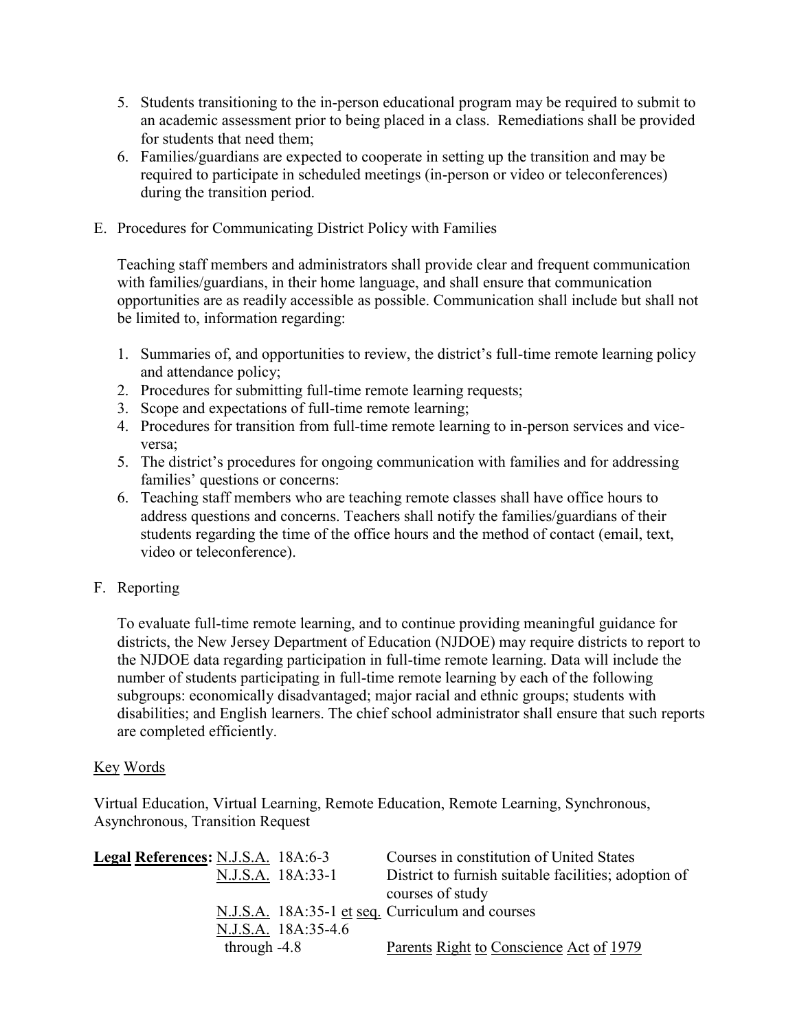5. Students transitioning to the in-person educational program may be required to submit to an academic assessment prior to being placed in a class. Remediations shall be provided for students that need them;
6. Families/guardians are expected to cooperate in setting up the transition and may be required to participate in scheduled meetings (in-person or video or teleconferences) during the transition period.

E. Procedures for Communicating District Policy with Families

Teaching staff members and administrators shall provide clear and frequent communication with families/guardians, in their home language, and shall ensure that communication opportunities are as readily accessible as possible. Communication shall include but shall not be limited to, information regarding:

1. Summaries of, and opportunities to review, the district's full-time remote learning policy and attendance policy;
2. Procedures for submitting full-time remote learning requests;
3. Scope and expectations of full-time remote learning;
4. Procedures for transition from full-time remote learning to in-person services and vice-versa;
5. The district's procedures for ongoing communication with families and for addressing families' questions or concerns:
6. Teaching staff members who are teaching remote classes shall have office hours to address questions and concerns. Teachers shall notify the families/guardians of their students regarding the time of the office hours and the method of contact (email, text, video or teleconference).

F. Reporting

To evaluate full-time remote learning, and to continue providing meaningful guidance for districts, the New Jersey Department of Education (NJDOE) may require districts to report to the NJDOE data regarding participation in full-time remote learning. Data will include the number of students participating in full-time remote learning by each of the following subgroups: economically disadvantaged; major racial and ethnic groups; students with disabilities; and English learners. The chief school administrator shall ensure that such reports are completed efficiently.

Key Words

Virtual Education, Virtual Learning, Remote Education, Remote Learning, Synchronous, Asynchronous, Transition Request

| **Legal References:** | | |
|---|---|---|
| | N.J.S.A. 18A:6-3 | Courses in constitution of United States |
| | N.J.S.A. 18A:33-1 | District to furnish suitable facilities; adoption of courses of study |
| | N.J.S.A. 18A:35-1 et seq. | Curriculum and courses |
| | N.J.S.A. 18A:35-4.6 through -4.8 | Parents Right to Conscience Act of 1979 |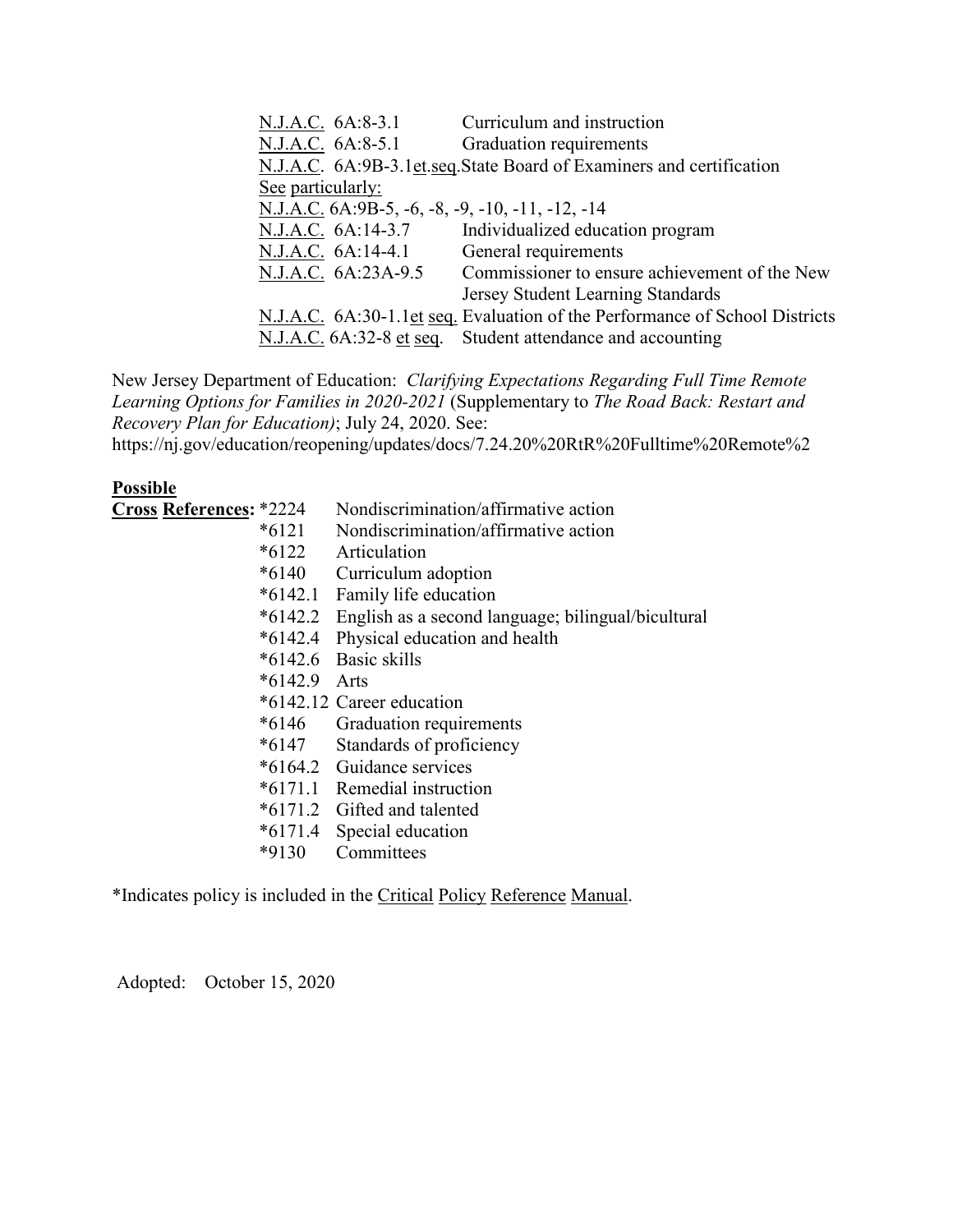N.J.A.C. 6A:8-3.1 Curriculum and instruction
N.J.A.C. 6A:8-5.1 Graduation requirements
N.J.A.C. 6A:9B-3.1et.seq.State Board of Examiners and certification
See particularly:
N.J.A.C. 6A:9B-5, -6, -8, -9, -10, -11, -12, -14
N.J.A.C. 6A:14-3.7 Individualized education program
N.J.A.C. 6A:14-4.1 General requirements
N.J.A.C. 6A:23A-9.5 Commissioner to ensure achievement of the New Jersey Student Learning Standards
N.J.A.C. 6A:30-1.1et seq. Evaluation of the Performance of School Districts
N.J.A.C. 6A:32-8 et seq. Student attendance and accounting

New Jersey Department of Education: *Clarifying Expectations Regarding Full Time Remote Learning Options for Families in 2020-2021* (Supplementary to *The Road Back: Restart and Recovery Plan for Education)*; July 24, 2020. See: https://nj.gov/education/reopening/updates/docs/7.24.20%20RtR%20Fulltime%20Remote%2

**Possible**
**Cross References:**
*2224 Nondiscrimination/affirmative action
*6121 Nondiscrimination/affirmative action
*6122 Articulation
*6140 Curriculum adoption
*6142.1 Family life education
*6142.2 English as a second language; bilingual/bicultural
*6142.4 Physical education and health
*6142.6 Basic skills
*6142.9 Arts
*6142.12 Career education
*6146 Graduation requirements
*6147 Standards of proficiency
*6164.2 Guidance services
*6171.1 Remedial instruction
*6171.2 Gifted and talented
*6171.4 Special education
*9130 Committees

*Indicates policy is included in the Critical Policy Reference Manual.

Adopted: October 15, 2020